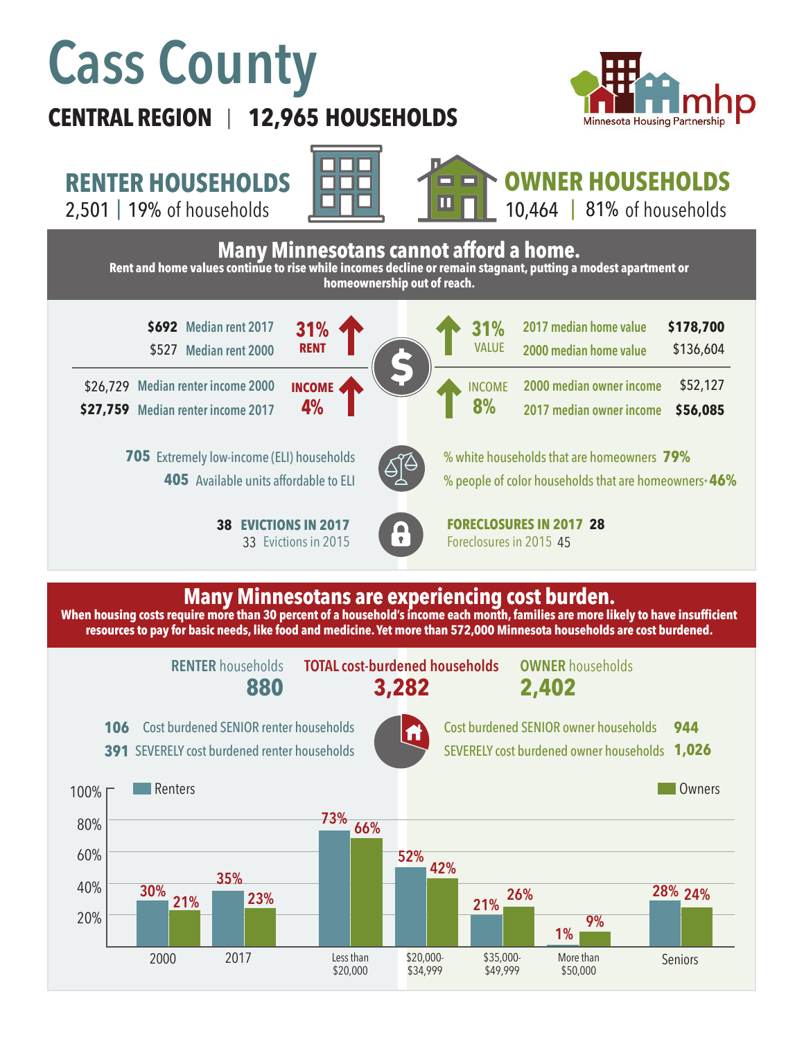# Cass County

**CENTRAL REGION | 12,965 HOUSEHOLDS**

Minnesota Housing Partnership

## RENTER HOUSEHOLDS

2,501 | 19% of households

## OWNER HOUSEHOLDS

10,464 | 81% of households

## Many Minnesotans cannot afford a home.

**Rent and home values continue to rise while incomes decline or remain stagnant, putting a modest apartment or homeownership out of reach.**

| Renters | | Owners | |
|---|---|---|---|
| **$692** Median rent 2017 | **31% RENT** (up) | **31% VALUE** (up) | 2017 median home value **$178,700** |
| $527 Median rent 2000 | | | 2000 median home value $136,604 |
| $26,729 Median renter income 2000 | **INCOME 4%** (up) | **INCOME 8%** (up) | 2000 median owner income $52,127 |
| **$27,759** Median renter income 2017 | | | 2017 median owner income **$56,085** |

**705** Extremely low-income (ELI) households

**405** Available units affordable to ELI

% white households that are homeowners **79%**

% people of color households that are homeowners* **46%**

**38 EVICTIONS IN 2017**

33 Evictions in 2015

**FORECLOSURES IN 2017 28**

Foreclosures in 2015 45

## Many Minnesotans are experiencing cost burden.

**When housing costs require more than 30 percent of a household's income each month, families are more likely to have insufficient resources to pay for basic needs, like food and medicine. Yet more than 572,000 Minnesota households are cost burdened.**

| RENTER households | TOTAL cost-burdened households | OWNER households |
|---|---|---|
| **880** | **3,282** | **2,402** |

**106** Cost burdened SENIOR renter households

**391** SEVERELY cost burdened renter households

Cost burdened SENIOR owner households **944**

SEVERELY cost burdened owner households **1,026**

| | Renters | Owners |
|---|---|---|
| 2000 | 30% | 21% |
| 2017 | 35% | 23% |
| Less than $20,000 | 73% | 66% |
| $20,000-$34,999 | 52% | 42% |
| $35,000-$49,999 | 21% | 26% |
| More than $50,000 | 1% | 9% |
| Seniors | 28% | 24% |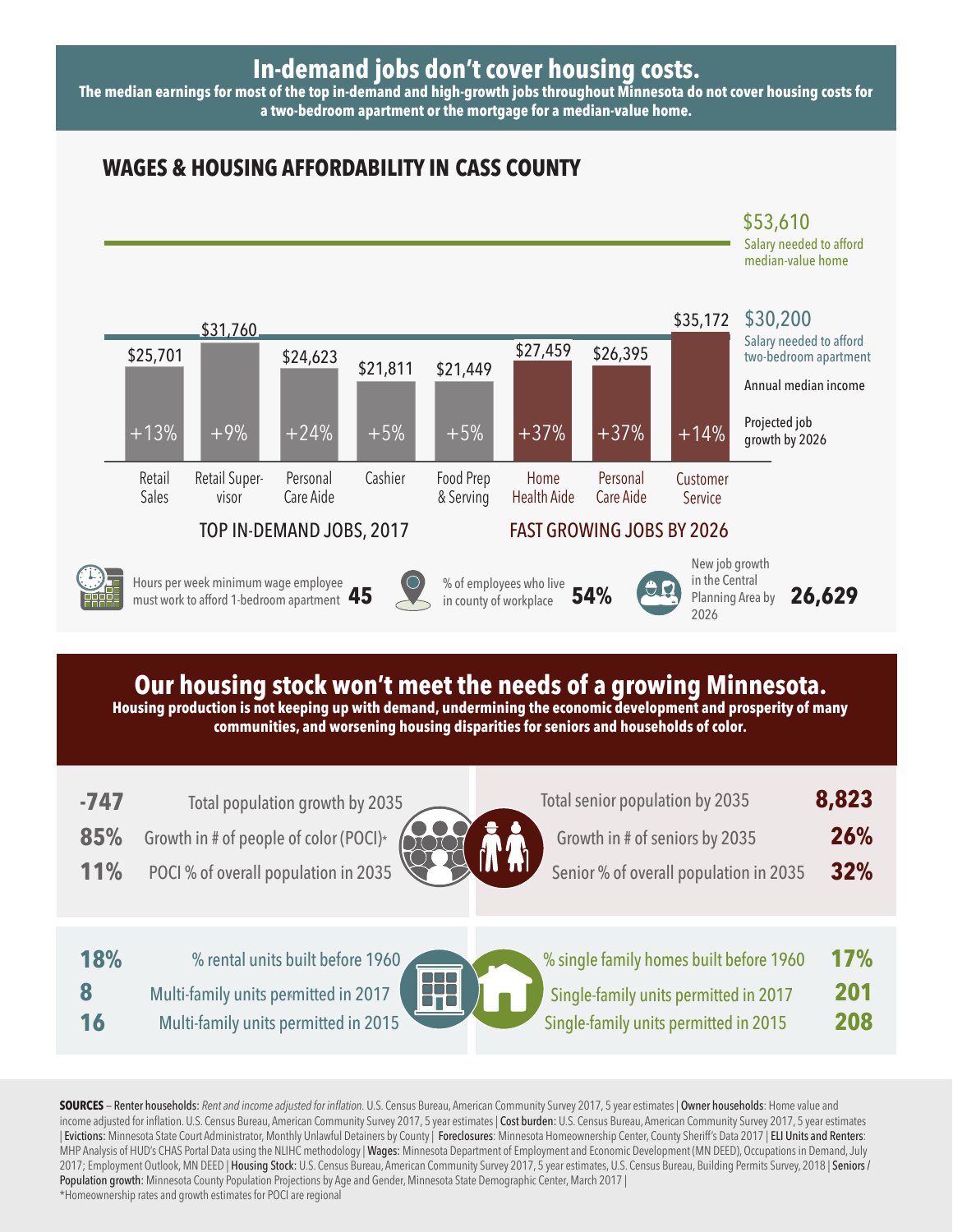# In-demand jobs don't cover housing costs.

**The median earnings for most of the top in-demand and high-growth jobs throughout Minnesota do not cover housing costs for a two-bedroom apartment or the mortgage for a median-value home.**

## WAGES & HOUSING AFFORDABILITY IN CASS COUNTY

$53,610
Salary needed to afford median-value home

$30,200
Salary needed to afford two-bedroom apartment

Annual median income

Projected job growth by 2026

$25,701
+13%
Retail Sales

$31,760
+9%
Retail Supervisor

$24,623
+24%
Personal Care Aide

$21,811
+5%
Cashier

$21,449
+5%
Food Prep & Serving

$27,459
+37%
Home Health Aide

$26,395
+37%
Personal Care Aide

$35,172
+14%
Customer Service

TOP IN-DEMAND JOBS, 2017

FAST GROWING JOBS BY 2026

Hours per week minimum wage employee must work to afford 1-bedroom apartment **45**

% of employees who live in county of workplace **54%**

New job growth in the Central Planning Area by 2026 **26,629**

# Our housing stock won't meet the needs of a growing Minnesota.

**Housing production is not keeping up with demand, undermining the economic development and prosperity of many communities, and worsening housing disparities for seniors and households of color.**

**-747** Total population growth by 2035

**85%** Growth in # of people of color (POCI)*

**11%** POCI % of overall population in 2035

Total senior population by 2035 **8,823**

Growth in # of seniors by 2035 **26%**

Senior % of overall population in 2035 **32%**

**18%** % rental units built before 1960

**8** Multi-family units permitted in 2017

**16** Multi-family units permitted in 2015

% single family homes built before 1960 **17%**

Single-family units permitted in 2017 **201**

Single-family units permitted in 2015 **208**

**SOURCES** – Renter households: *Rent and income adjusted for inflation.* U.S. Census Bureau, American Community Survey 2017, 5 year estimates | Owner households: Home value and income adjusted for inflation. U.S. Census Bureau, American Community Survey 2017, 5 year estimates | Cost burden: U.S. Census Bureau, American Community Survey 2017, 5 year estimates | Evictions: Minnesota State Court Administrator, Monthly Unlawful Detainers by County | Foreclosures: Minnesota Homeownership Center, County Sheriff's Data 2017 | ELI Units and Renters: MHP Analysis of HUD's CHAS Portal Data using the NLIHC methodology | Wages: Minnesota Department of Employment and Economic Development (MN DEED), Occupations in Demand, July 2017; Employment Outlook, MN DEED | Housing Stock: U.S. Census Bureau, American Community Survey 2017, 5 year estimates, U.S. Census Bureau, Building Permits Survey, 2018 | Seniors / Population growth: Minnesota County Population Projections by Age and Gender, Minnesota State Demographic Center, March 2017 |
*Homeownership rates and growth estimates for POCI are regional